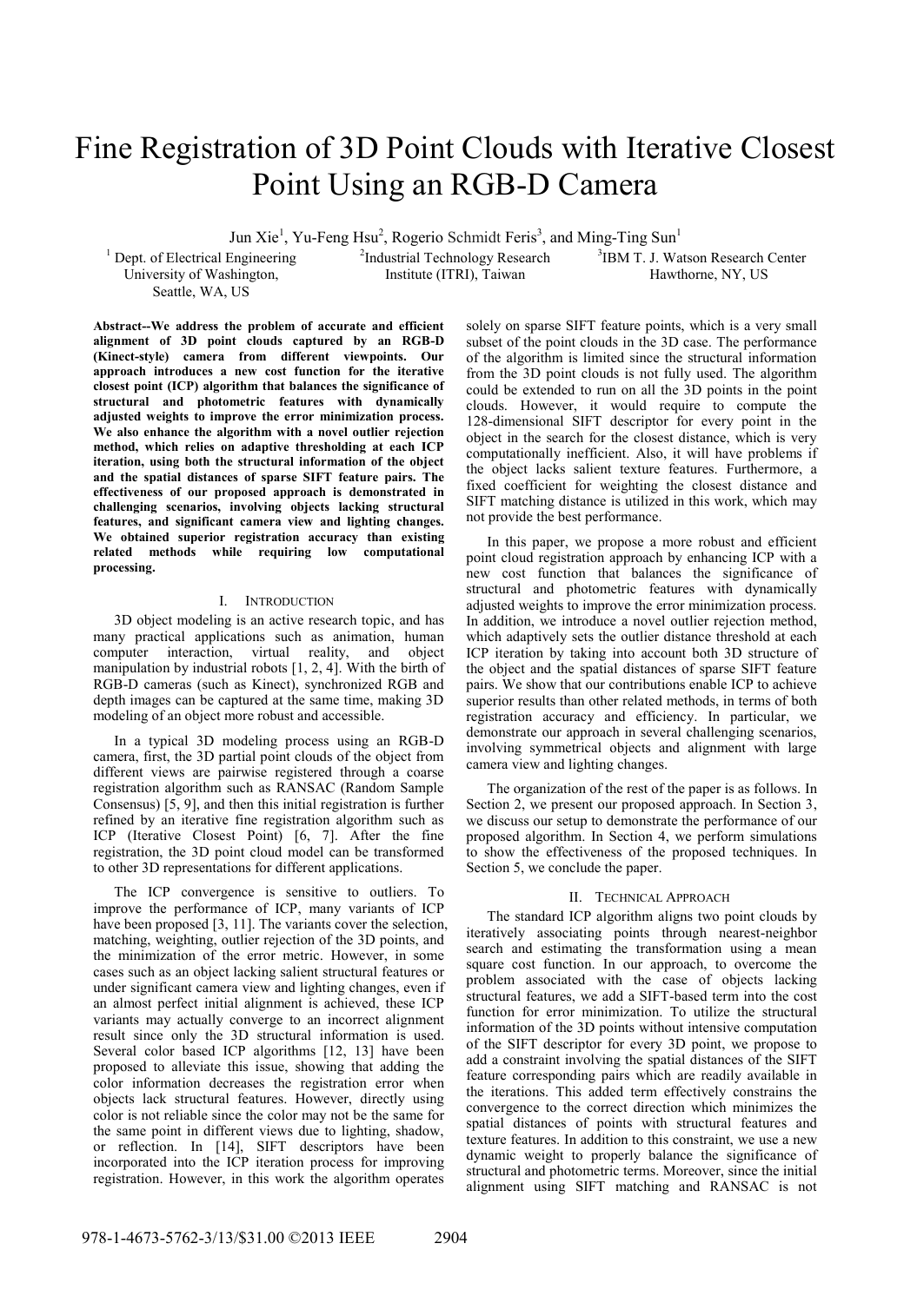# Fine Registration of 3D Point Clouds with Iterative Closest Point Using an RGB-D Camera

Jun Xie[1], Yu-Feng Hsu[2], Rogerio Schmidt Feris[3], and Ming-Ting Sun[1]

[1] Dept. of Electrical Engineering University of Washington, Seattle, WA, US

[2] Industrial Technology Research Institute (ITRI), Taiwan

[3] IBM T. J. Watson Research Center Hawthorne, NY, US

**Abstract--We address the problem of accurate and efficient alignment of 3D point clouds captured by an RGB-D (Kinect-style) camera from different viewpoints. Our approach introduces a new cost function for the iterative closest point (ICP) algorithm that balances the significance of structural and photometric features with dynamically adjusted weights to improve the error minimization process. We also enhance the algorithm with a novel outlier rejection method, which relies on adaptive thresholding at each ICP iteration, using both the structural information of the object and the spatial distances of sparse SIFT feature pairs. The effectiveness of our proposed approach is demonstrated in challenging scenarios, involving objects lacking structural features, and significant camera view and lighting changes. We obtained superior registration accuracy than existing related methods while requiring low computational processing.**

## I. Introduction

3D object modeling is an active research topic, and has many practical applications such as animation, human computer interaction, virtual reality, and object manipulation by industrial robots [1, 2, 4]. With the birth of RGB-D cameras (such as Kinect), synchronized RGB and depth images can be captured at the same time, making 3D modeling of an object more robust and accessible.

In a typical 3D modeling process using an RGB-D camera, first, the 3D partial point clouds of the object from different views are pairwise registered through a coarse registration algorithm such as RANSAC (Random Sample Consensus) [5, 9], and then this initial registration is further refined by an iterative fine registration algorithm such as ICP (Iterative Closest Point) [6, 7]. After the fine registration, the 3D point cloud model can be transformed to other 3D representations for different applications.

The ICP convergence is sensitive to outliers. To improve the performance of ICP, many variants of ICP have been proposed [3, 11]. The variants cover the selection, matching, weighting, outlier rejection of the 3D points, and the minimization of the error metric. However, in some cases such as an object lacking salient structural features or under significant camera view and lighting changes, even if an almost perfect initial alignment is achieved, these ICP variants may actually converge to an incorrect alignment result since only the 3D structural information is used. Several color based ICP algorithms [12, 13] have been proposed to alleviate this issue, showing that adding the color information decreases the registration error when objects lack structural features. However, directly using color is not reliable since the color may not be the same for the same point in different views due to lighting, shadow, or reflection. In [14], SIFT descriptors have been incorporated into the ICP iteration process for improving registration. However, in this work the algorithm operates solely on sparse SIFT feature points, which is a very small subset of the point clouds in the 3D case. The performance of the algorithm is limited since the structural information from the 3D point clouds is not fully used. The algorithm could be extended to run on all the 3D points in the point clouds. However, it would require to compute the 128-dimensional SIFT descriptor for every point in the object in the search for the closest distance, which is very computationally inefficient. Also, it will have problems if the object lacks salient texture features. Furthermore, a fixed coefficient for weighting the closest distance and SIFT matching distance is utilized in this work, which may not provide the best performance.

In this paper, we propose a more robust and efficient point cloud registration approach by enhancing ICP with a new cost function that balances the significance of structural and photometric features with dynamically adjusted weights to improve the error minimization process. In addition, we introduce a novel outlier rejection method, which adaptively sets the outlier distance threshold at each ICP iteration by taking into account both 3D structure of the object and the spatial distances of sparse SIFT feature pairs. We show that our contributions enable ICP to achieve superior results than other related methods, in terms of both registration accuracy and efficiency. In particular, we demonstrate our approach in several challenging scenarios, involving symmetrical objects and alignment with large camera view and lighting changes.

The organization of the rest of the paper is as follows. In Section 2, we present our proposed approach. In Section 3, we discuss our setup to demonstrate the performance of our proposed algorithm. In Section 4, we perform simulations to show the effectiveness of the proposed techniques. In Section 5, we conclude the paper.

## II. Technical Approach

The standard ICP algorithm aligns two point clouds by iteratively associating points through nearest-neighbor search and estimating the transformation using a mean square cost function. In our approach, to overcome the problem associated with the case of objects lacking structural features, we add a SIFT-based term into the cost function for error minimization. To utilize the structural information of the 3D points without intensive computation of the SIFT descriptor for every 3D point, we propose to add a constraint involving the spatial distances of the SIFT feature corresponding pairs which are readily available in the iterations. This added term effectively constrains the convergence to the correct direction which minimizes the spatial distances of points with structural features and texture features. In addition to this constraint, we use a new dynamic weight to properly balance the significance of structural and photometric terms. Moreover, since the initial alignment using SIFT matching and RANSAC is not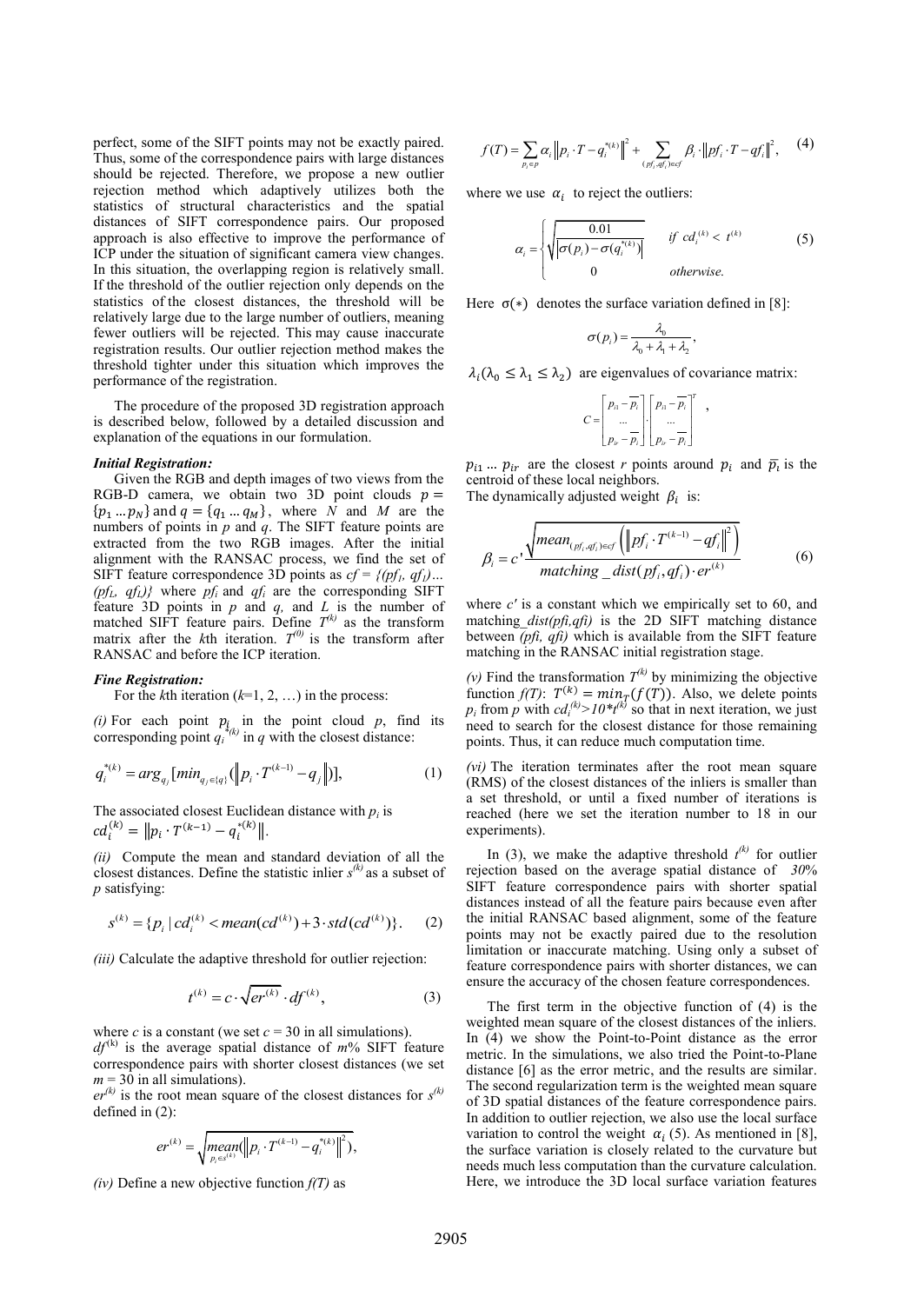perfect, some of the SIFT points may not be exactly paired. Thus, some of the correspondence pairs with large distances should be rejected. Therefore, we propose a new outlier rejection method which adaptively utilizes both the statistics of structural characteristics and the spatial distances of SIFT correspondence pairs. Our proposed approach is also effective to improve the performance of ICP under the situation of significant camera view changes. In this situation, the overlapping region is relatively small. If the threshold of the outlier rejection only depends on the statistics of the closest distances, the threshold will be relatively large due to the large number of outliers, meaning fewer outliers will be rejected. This may cause inaccurate registration results. Our outlier rejection method makes the threshold tighter under this situation which improves the performance of the registration.

The procedure of the proposed 3D registration approach is described below, followed by a detailed discussion and explanation of the equations in our formulation.

***Initial Registration:***

Given the RGB and depth images of two views from the RGB-D camera, we obtain two 3D point clouds $p = \{p_1 \dots p_N\}$ and $q = \{q_1 \dots q_M\}$, where $N$ and $M$ are the numbers of points in $p$ and $q$. The SIFT feature points are extracted from the two RGB images. After the initial alignment with the RANSAC process, we find the set of SIFT feature correspondence 3D points as $cf = \{(pf_1, qf_1) \dots (pf_L, qf_L)\}$ where $pf_i$ and $qf_i$ are the corresponding SIFT feature 3D points in $p$ and $q$, and $L$ is the number of matched SIFT feature pairs. Define $T^{(k)}$ as the transform matrix after the $k$th iteration. $T^{(0)}$ is the transform after RANSAC and before the ICP iteration.

***Fine Registration:***

For the $k$th iteration ($k$=1, 2, …) in the process:

*(i)* For each point $p_i$ in the point cloud $p$, find its corresponding point $q_i^{*(k)}$ in $q$ with the closest distance:

$$q_i^{*(k)} = arg_{q_j}[min_{q_j \in \{q\}}(\|p_i \cdot T^{(k-1)} - q_j\|)], \tag{1}$$

The associated closest Euclidean distance with $p_i$ is $cd_i^{(k)} = \|p_i \cdot T^{(k-1)} - q_i^{*(k)}\|$.

*(ii)* Compute the mean and standard deviation of all the closest distances. Define the statistic inlier $s^{(k)}$ as a subset of $p$ satisfying:

$$s^{(k)} = \{p_i \mid cd_i^{(k)} < mean(cd^{(k)}) + 3 \cdot std(cd^{(k)})\}. \tag{2}$$

*(iii)* Calculate the adaptive threshold for outlier rejection:

$$t^{(k)} = c \cdot \sqrt{er^{(k)}} \cdot df^{(k)}, \tag{3}$$

where $c$ is a constant (we set $c$ = 30 in all simulations).

$df^{(k)}$ is the average spatial distance of $m$% SIFT feature correspondence pairs with shorter closest distances (we set $m$ = 30 in all simulations).

$er^{(k)}$ is the root mean square of the closest distances for $s^{(k)}$ defined in (2):

$$er^{(k)} = \sqrt{\underset{p_i \in s^{(k)}}{mean}(\|p_i \cdot T^{(k-1)} - q_i^{*(k)}\|^2)},$$

*(iv)* Define a new objective function $f(T)$ as

$$f(T) = \sum_{p_i \in p} \alpha_i \|p_i \cdot T - q_i^{*(k)}\|^2 + \sum_{(pf_i, qf_i) \in cf} \beta_i \cdot \|pf_i \cdot T - qf_i\|^2, \tag{4}$$

where we use $\alpha_i$ to reject the outliers:

$$\alpha_i = \begin{cases} \sqrt{\dfrac{0.01}{|\sigma(p_i) - \sigma(q_i^{*(k)})|}} & \text{if } cd_i^{(k)} < t^{(k)} \\ 0 & \text{otherwise.} \end{cases} \tag{5}$$

Here $\sigma(*)$ denotes the surface variation defined in [8]:

$$\sigma(p_i) = \frac{\lambda_0}{\lambda_0 + \lambda_1 + \lambda_2},$$

$\lambda_i (\lambda_0 \le \lambda_1 \le \lambda_2)$ are eigenvalues of covariance matrix:

$$C = \begin{bmatrix} p_{i1} - \overline{p_i} \\ \dots \\ p_{ir} - \overline{p_i} \end{bmatrix}^T \cdot \begin{bmatrix} p_{i1} - \overline{p_i} \\ \dots \\ p_{ir} - \overline{p_i} \end{bmatrix},$$

$p_{i1} \dots p_{ir}$ are the closest $r$ points around $p_i$ and $\overline{p_i}$ is the centroid of these local neighbors.

The dynamically adjusted weight $\beta_i$ is:

$$\beta_i = c' \frac{\sqrt{mean_{(pf_i, qf_i) \in cf}\left(\|pf_i \cdot T^{(k-1)} - qf_i\|^2\right)}}{matching\_dist(pf_i, qf_i) \cdot er^{(k)}} \tag{6}$$

where $c'$ is a constant which we empirically set to 60, and matching_*dist(pfi,qfi)* is the 2D SIFT matching distance between *(pfi, qfi)* which is available from the SIFT feature matching in the RANSAC initial registration stage.

*(v)* Find the transformation $T^{(k)}$ by minimizing the objective function $f(T)$: $T^{(k)} = min_T(f(T))$. Also, we delete points $p_i$ from $p$ with $cd_i^{(k)} > 10 * t^{(k)}$ so that in next iteration, we just need to search for the closest distance for those remaining points. Thus, it can reduce much computation time.

*(vi)* The iteration terminates after the root mean square (RMS) of the closest distances of the inliers is smaller than a set threshold, or until a fixed number of iterations is reached (here we set the iteration number to 18 in our experiments).

In (3), we make the adaptive threshold $t^{(k)}$ for outlier rejection based on the average spatial distance of *30*% SIFT feature correspondence pairs with shorter spatial distances instead of all the feature pairs because even after the initial RANSAC based alignment, some of the feature points may not be exactly paired due to the resolution limitation or inaccurate matching. Using only a subset of feature correspondence pairs with shorter distances, we can ensure the accuracy of the chosen feature correspondences.

The first term in the objective function of (4) is the weighted mean square of the closest distances of the inliers. In (4) we show the Point-to-Point distance as the error metric. In the simulations, we also tried the Point-to-Plane distance [6] as the error metric, and the results are similar. The second regularization term is the weighted mean square of 3D spatial distances of the feature correspondence pairs. In addition to outlier rejection, we also use the local surface variation to control the weight $\alpha_i$ (5). As mentioned in [8], the surface variation is closely related to the curvature but needs much less computation than the curvature calculation. Here, we introduce the 3D local surface variation features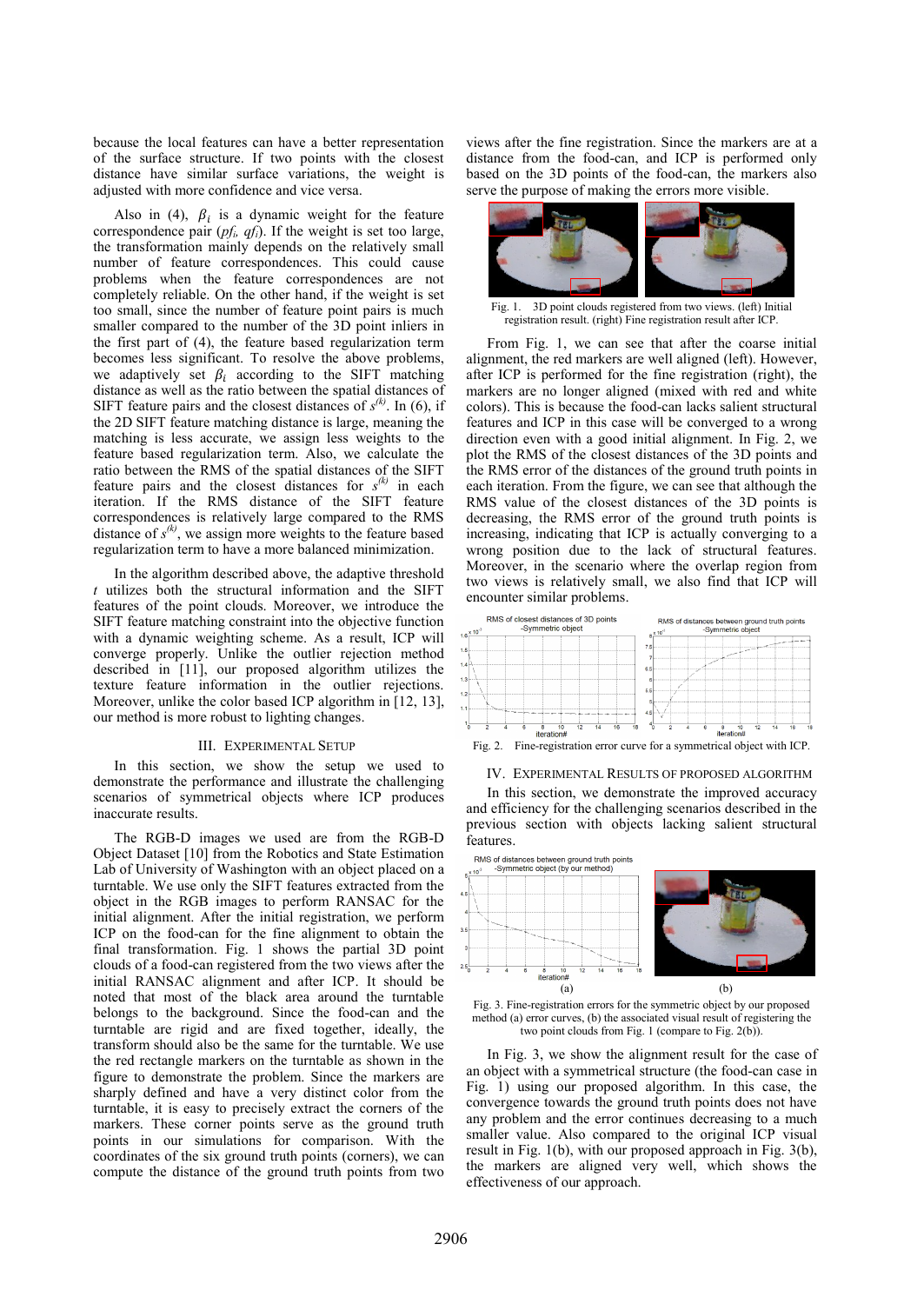because the local features can have a better representation of the surface structure. If two points with the closest distance have similar surface variations, the weight is adjusted with more confidence and vice versa.

Also in (4), $\beta_i$ is a dynamic weight for the feature correspondence pair ($pf_i$, $qf_i$). If the weight is set too large, the transformation mainly depends on the relatively small number of feature correspondences. This could cause problems when the feature correspondences are not completely reliable. On the other hand, if the weight is set too small, since the number of feature point pairs is much smaller compared to the number of the 3D point inliers in the first part of (4), the feature based regularization term becomes less significant. To resolve the above problems, we adaptively set $\beta_i$ according to the SIFT matching distance as well as the ratio between the spatial distances of SIFT feature pairs and the closest distances of $s^{(k)}$. In (6), if the 2D SIFT feature matching distance is large, meaning the matching is less accurate, we assign less weights to the feature based regularization term. Also, we calculate the ratio between the RMS of the spatial distances of the SIFT feature pairs and the closest distances for $s^{(k)}$ in each iteration. If the RMS distance of the SIFT feature correspondences is relatively large compared to the RMS distance of $s^{(k)}$, we assign more weights to the feature based regularization term to have a more balanced minimization.

In the algorithm described above, the adaptive threshold $t$ utilizes both the structural information and the SIFT features of the point clouds. Moreover, we introduce the SIFT feature matching constraint into the objective function with a dynamic weighting scheme. As a result, ICP will converge properly. Unlike the outlier rejection method described in [11], our proposed algorithm utilizes the texture feature information in the outlier rejections. Moreover, unlike the color based ICP algorithm in [12, 13], our method is more robust to lighting changes.

## III. Experimental Setup

In this section, we show the setup we used to demonstrate the performance and illustrate the challenging scenarios of symmetrical objects where ICP produces inaccurate results.

The RGB-D images we used are from the RGB-D Object Dataset [10] from the Robotics and State Estimation Lab of University of Washington with an object placed on a turntable. We use only the SIFT features extracted from the object in the RGB images to perform RANSAC for the initial alignment. After the initial registration, we perform ICP on the food-can for the fine alignment to obtain the final transformation. Fig. 1 shows the partial 3D point clouds of a food-can registered from the two views after the initial RANSAC alignment and after ICP. It should be noted that most of the black area around the turntable belongs to the background. Since the food-can and the turntable are rigid and are fixed together, ideally, the transform should also be the same for the turntable. We use the red rectangle markers on the turntable as shown in the figure to demonstrate the problem. Since the markers are sharply defined and have a very distinct color from the turntable, it is easy to precisely extract the corners of the markers. These corner points serve as the ground truth points in our simulations for comparison. With the coordinates of the six ground truth points (corners), we can compute the distance of the ground truth points from two views after the fine registration. Since the markers are at a distance from the food-can, and ICP is performed only based on the 3D points of the food-can, the markers also serve the purpose of making the errors more visible.

Fig. 1. 3D point clouds registered from two views. (left) Initial registration result. (right) Fine registration result after ICP.

From Fig. 1, we can see that after the coarse initial alignment, the red markers are well aligned (left). However, after ICP is performed for the fine registration (right), the markers are no longer aligned (mixed with red and white colors). This is because the food-can lacks salient structural features and ICP in this case will be converged to a wrong direction even with a good initial alignment. In Fig. 2, we plot the RMS of the closest distances of the 3D points and the RMS error of the distances of the ground truth points in each iteration. From the figure, we can see that although the RMS value of the closest distances of the 3D points is decreasing, the RMS error of the ground truth points is increasing, indicating that ICP is actually converging to a wrong position due to the lack of structural features. Moreover, in the scenario where the overlap region from two views is relatively small, we also find that ICP will encounter similar problems.

Fig. 2. Fine-registration error curve for a symmetrical object with ICP.

## IV. Experimental Results of Proposed Algorithm

In this section, we demonstrate the improved accuracy and efficiency for the challenging scenarios described in the previous section with objects lacking salient structural features.

Fig. 3. Fine-registration errors for the symmetric object by our proposed method (a) error curves, (b) the associated visual result of registering the two point clouds from Fig. 1 (compare to Fig. 2(b)).

In Fig. 3, we show the alignment result for the case of an object with a symmetrical structure (the food-can case in Fig. 1) using our proposed algorithm. In this case, the convergence towards the ground truth points does not have any problem and the error continues decreasing to a much smaller value. Also compared to the original ICP visual result in Fig. 1(b), with our proposed approach in Fig. 3(b), the markers are aligned very well, which shows the effectiveness of our approach.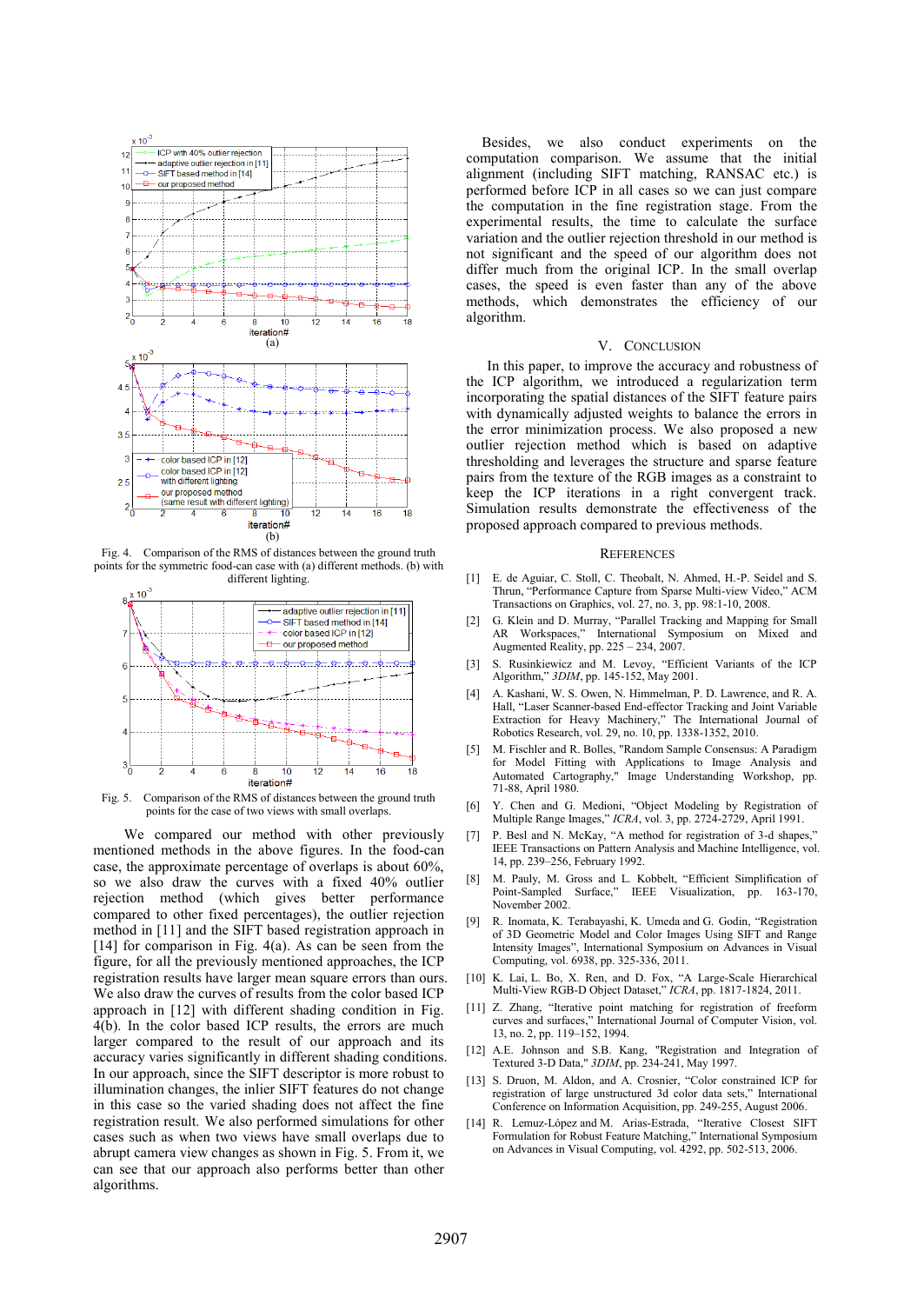x 10^-3

ICP with 40% outlier rejection
adaptive outlier rejection in [11]
SIFT based method in [14]
our proposed method

iteration#
(a)

x 10^-3

color based ICP in [12]
color based ICP in [12] with different lighting
our proposed method (same result with different lighting)

iteration#
(b)

Fig. 4. Comparison of the RMS of distances between the ground truth points for the symmetric food-can case with (a) different methods. (b) with different lighting.

x 10^-3

adaptive outlier rejection in [11]
SIFT based method in [14]
color based ICP in [12]
our proposed method

iteration#

Fig. 5. Comparison of the RMS of distances between the ground truth points for the case of two views with small overlaps.

We compared our method with other previously mentioned methods in the above figures. In the food-can case, the approximate percentage of overlaps is about 60%, so we also draw the curves with a fixed 40% outlier rejection method (which gives better performance compared to other fixed percentages), the outlier rejection method in [11] and the SIFT based registration approach in [14] for comparison in Fig. 4(a). As can be seen from the figure, for all the previously mentioned approaches, the ICP registration results have larger mean square errors than ours. We also draw the curves of results from the color based ICP approach in [12] with different shading condition in Fig. 4(b). In the color based ICP results, the errors are much larger compared to the result of our approach and its accuracy varies significantly in different shading conditions. In our approach, since the SIFT descriptor is more robust to illumination changes, the inlier SIFT features do not change in this case so the varied shading does not affect the fine registration result. We also performed simulations for other cases such as when two views have small overlaps due to abrupt camera view changes as shown in Fig. 5. From it, we can see that our approach also performs better than other algorithms.

Besides, we also conduct experiments on the computation comparison. We assume that the initial alignment (including SIFT matching, RANSAC etc.) is performed before ICP in all cases so we can just compare the computation in the fine registration stage. From the experimental results, the time to calculate the surface variation and the outlier rejection threshold in our method is not significant and the speed of our algorithm does not differ much from the original ICP. In the small overlap cases, the speed is even faster than any of the above methods, which demonstrates the efficiency of our algorithm.

## V. Conclusion

In this paper, to improve the accuracy and robustness of the ICP algorithm, we introduced a regularization term incorporating the spatial distances of the SIFT feature pairs with dynamically adjusted weights to balance the errors in the error minimization process. We also proposed a new outlier rejection method which is based on adaptive thresholding and leverages the structure and sparse feature pairs from the texture of the RGB images as a constraint to keep the ICP iterations in a right convergent track. Simulation results demonstrate the effectiveness of the proposed approach compared to previous methods.

## References

[1] E. de Aguiar, C. Stoll, C. Theobalt, N. Ahmed, H.-P. Seidel and S. Thrun, "Performance Capture from Sparse Multi-view Video," ACM Transactions on Graphics, vol. 27, no. 3, pp. 98:1-10, 2008.

[2] G. Klein and D. Murray, "Parallel Tracking and Mapping for Small AR Workspaces," International Symposium on Mixed and Augmented Reality, pp. 225 – 234, 2007.

[3] S. Rusinkiewicz and M. Levoy, "Efficient Variants of the ICP Algorithm," *3DIM*, pp. 145-152, May 2001.

[4] A. Kashani, W. S. Owen, N. Himmelman, P. D. Lawrence, and R. A. Hall, "Laser Scanner-based End-effector Tracking and Joint Variable Extraction for Heavy Machinery," The International Journal of Robotics Research, vol. 29, no. 10, pp. 1338-1352, 2010.

[5] M. Fischler and R. Bolles, "Random Sample Consensus: A Paradigm for Model Fitting with Applications to Image Analysis and Automated Cartography," Image Understanding Workshop, pp. 71-88, April 1980.

[6] Y. Chen and G. Medioni, "Object Modeling by Registration of Multiple Range Images," *ICRA*, vol. 3, pp. 2724-2729, April 1991.

[7] P. Besl and N. McKay, "A method for registration of 3-d shapes," IEEE Transactions on Pattern Analysis and Machine Intelligence, vol. 14, pp. 239–256, February 1992.

[8] M. Pauly, M. Gross and L. Kobbelt, "Efficient Simplification of Point-Sampled Surface," IEEE Visualization, pp. 163-170, November 2002.

[9] R. Inomata, K. Terabayashi, K. Umeda and G. Godin, "Registration of 3D Geometric Model and Color Images Using SIFT and Range Intensity Images", International Symposium on Advances in Visual Computing, vol. 6938, pp. 325-336, 2011.

[10] K. Lai, L. Bo, X. Ren, and D. Fox, "A Large-Scale Hierarchical Multi-View RGB-D Object Dataset," *ICRA*, pp. 1817-1824, 2011.

[11] Z. Zhang, "Iterative point matching for registration of freeform curves and surfaces," International Journal of Computer Vision, vol. 13, no. 2, pp. 119–152, 1994.

[12] A.E. Johnson and S.B. Kang, "Registration and Integration of Textured 3-D Data," *3DIM*, pp. 234-241, May 1997.

[13] S. Druon, M. Aldon, and A. Crosnier, "Color constrained ICP for registration of large unstructured 3d color data sets," International Conference on Information Acquisition, pp. 249-255, August 2006.

[14] R. Lemuz-López and M. Arias-Estrada, "Iterative Closest SIFT Formulation for Robust Feature Matching," International Symposium on Advances in Visual Computing, vol. 4292, pp. 502-513, 2006.